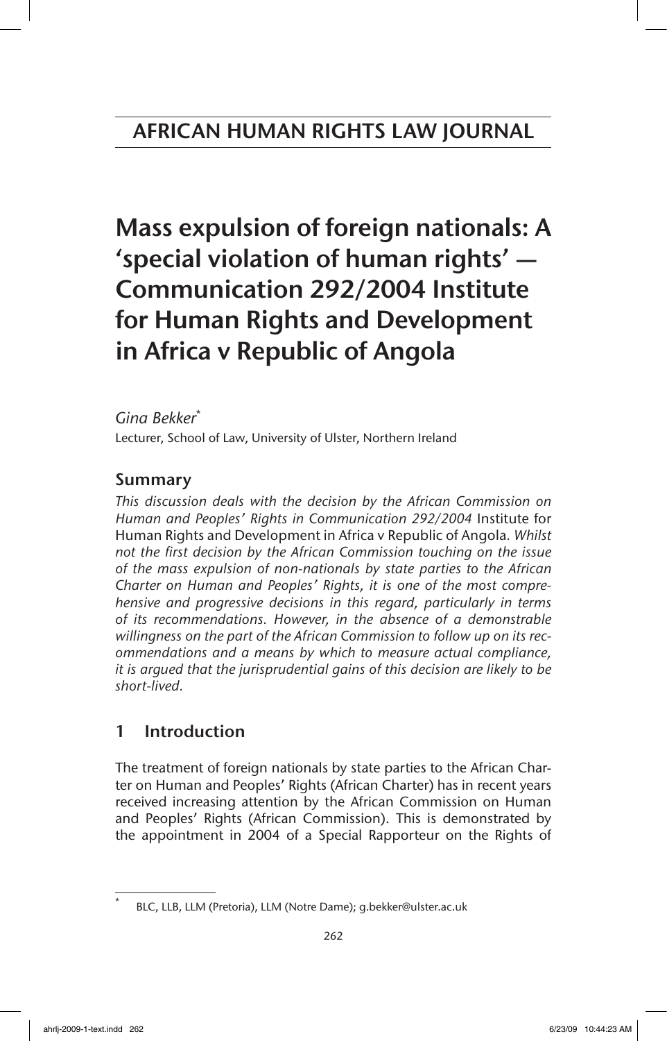# Mass expulsion of foreign nationals: A 'special violation of human rights' — Communication 292/2004 Institute for Human Rights and Development in Africa v Republic of Angola

*Gina Bekker*[*]

Lecturer, School of Law, University of Ulster, Northern Ireland

## Summary

*This discussion deals with the decision by the African Commission on Human and Peoples' Rights in Communication 292/2004* Institute for Human Rights and Development in Africa v Republic of Angola. *Whilst not the first decision by the African Commission touching on the issue of the mass expulsion of non-nationals by state parties to the African Charter on Human and Peoples' Rights, it is one of the most comprehensive and progressive decisions in this regard, particularly in terms of its recommendations. However, in the absence of a demonstrable willingness on the part of the African Commission to follow up on its recommendations and a means by which to measure actual compliance, it is argued that the jurisprudential gains of this decision are likely to be short-lived.*

## 1 Introduction

The treatment of foreign nationals by state parties to the African Charter on Human and Peoples' Rights (African Charter) has in recent years received increasing attention by the African Commission on Human and Peoples' Rights (African Commission). This is demonstrated by the appointment in 2004 of a Special Rapporteur on the Rights of

[*] BLC, LLB, LLM (Pretoria), LLM (Notre Dame); g.bekker@ulster.ac.uk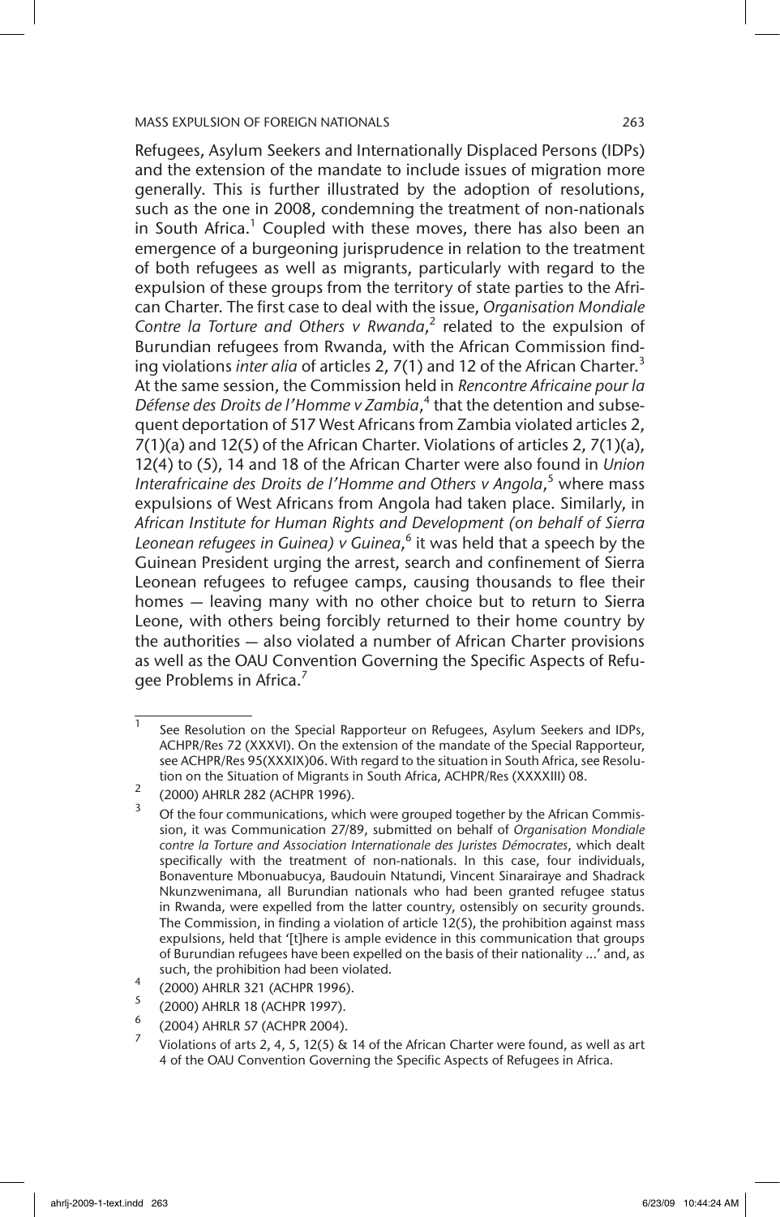Refugees, Asylum Seekers and Internationally Displaced Persons (IDPs) and the extension of the mandate to include issues of migration more generally. This is further illustrated by the adoption of resolutions, such as the one in 2008, condemning the treatment of non-nationals in South Africa.[1] Coupled with these moves, there has also been an emergence of a burgeoning jurisprudence in relation to the treatment of both refugees as well as migrants, particularly with regard to the expulsion of these groups from the territory of state parties to the African Charter. The first case to deal with the issue, *Organisation Mondiale Contre la Torture and Others v Rwanda*,[2] related to the expulsion of Burundian refugees from Rwanda, with the African Commission finding violations *inter alia* of articles 2, 7(1) and 12 of the African Charter.[3] At the same session, the Commission held in *Rencontre Africaine pour la Défense des Droits de l'Homme v Zambia*,[4] that the detention and subsequent deportation of 517 West Africans from Zambia violated articles 2, 7(1)(a) and 12(5) of the African Charter. Violations of articles 2, 7(1)(a), 12(4) to (5), 14 and 18 of the African Charter were also found in *Union Interafricaine des Droits de l'Homme and Others v Angola*,[5] where mass expulsions of West Africans from Angola had taken place. Similarly, in *African Institute for Human Rights and Development (on behalf of Sierra Leonean refugees in Guinea) v Guinea*,[6] it was held that a speech by the Guinean President urging the arrest, search and confinement of Sierra Leonean refugees to refugee camps, causing thousands to flee their homes — leaving many with no other choice but to return to Sierra Leone, with others being forcibly returned to their home country by the authorities — also violated a number of African Charter provisions as well as the OAU Convention Governing the Specific Aspects of Refugee Problems in Africa.[7]

---

[1] See Resolution on the Special Rapporteur on Refugees, Asylum Seekers and IDPs, ACHPR/Res 72 (XXXVI). On the extension of the mandate of the Special Rapporteur, see ACHPR/Res 95(XXXIX)06. With regard to the situation in South Africa, see Resolution on the Situation of Migrants in South Africa, ACHPR/Res (XXXXIII) 08.

[2] (2000) AHRLR 282 (ACHPR 1996).

[3] Of the four communications, which were grouped together by the African Commission, it was Communication 27/89, submitted on behalf of *Organisation Mondiale contre la Torture and Association Internationale des Juristes Démocrates*, which dealt specifically with the treatment of non-nationals. In this case, four individuals, Bonaventure Mbonuabucya, Baudouin Ntatundi, Vincent Sinarairaye and Shadrack Nkunzwenimana, all Burundian nationals who had been granted refugee status in Rwanda, were expelled from the latter country, ostensibly on security grounds. The Commission, in finding a violation of article 12(5), the prohibition against mass expulsions, held that '[t]here is ample evidence in this communication that groups of Burundian refugees have been expelled on the basis of their nationality …' and, as such, the prohibition had been violated.

[4] (2000) AHRLR 321 (ACHPR 1996).

[5] (2000) AHRLR 18 (ACHPR 1997).

[6] (2004) AHRLR 57 (ACHPR 2004).

[7] Violations of arts 2, 4, 5, 12(5) & 14 of the African Charter were found, as well as art 4 of the OAU Convention Governing the Specific Aspects of Refugees in Africa.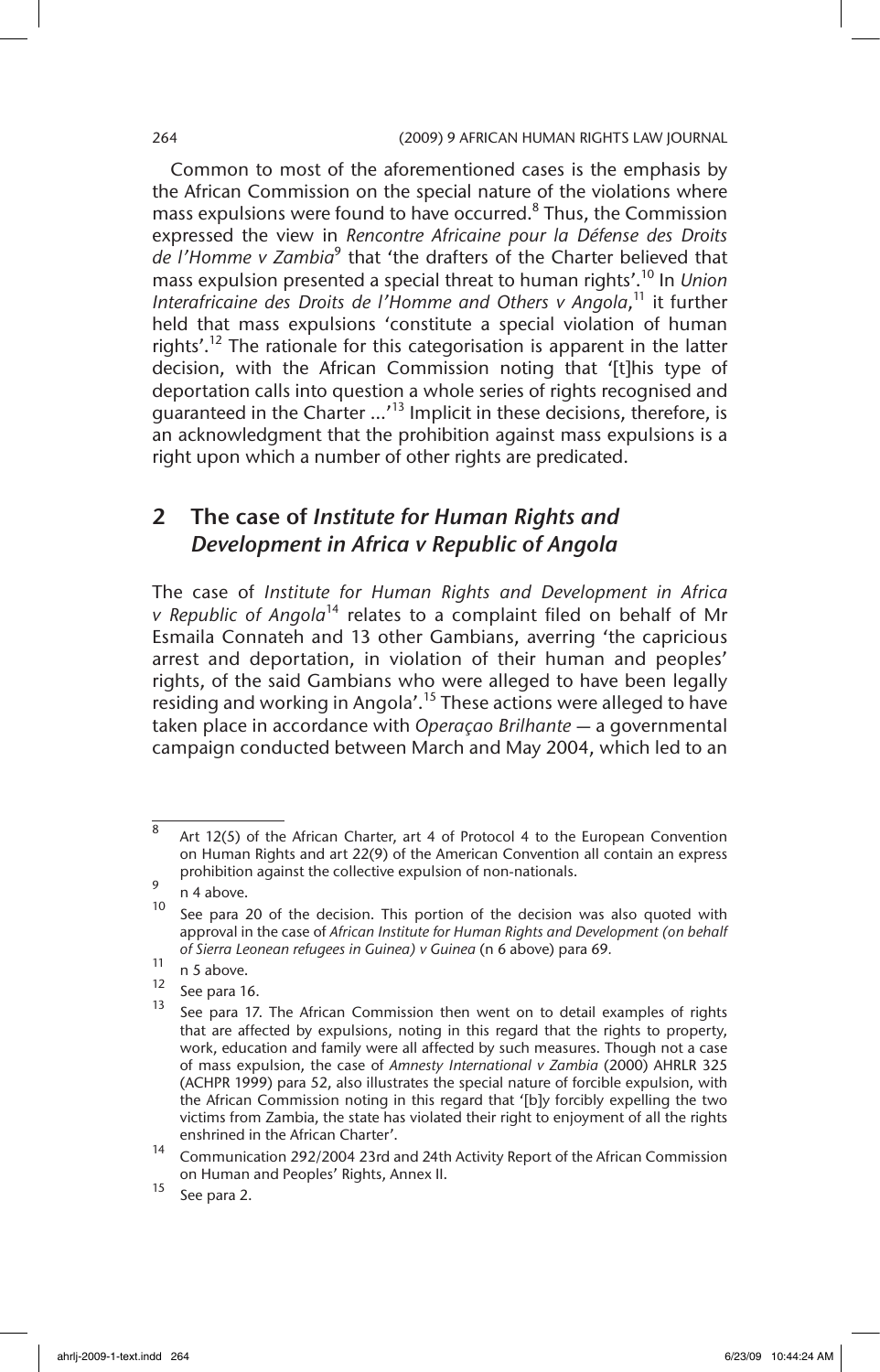Common to most of the aforementioned cases is the emphasis by the African Commission on the special nature of the violations where mass expulsions were found to have occurred.[8] Thus, the Commission expressed the view in *Rencontre Africaine pour la Défense des Droits de l'Homme v Zambia*[9] that 'the drafters of the Charter believed that mass expulsion presented a special threat to human rights'.[10] In *Union Interafricaine des Droits de l'Homme and Others v Angola*,[11] it further held that mass expulsions 'constitute a special violation of human rights'.[12] The rationale for this categorisation is apparent in the latter decision, with the African Commission noting that '[t]his type of deportation calls into question a whole series of rights recognised and guaranteed in the Charter ...'[13] Implicit in these decisions, therefore, is an acknowledgment that the prohibition against mass expulsions is a right upon which a number of other rights are predicated.

## 2 The case of *Institute for Human Rights and Development in Africa v Republic of Angola*

The case of *Institute for Human Rights and Development in Africa v Republic of Angola*[14] relates to a complaint filed on behalf of Mr Esmaila Connateh and 13 other Gambians, averring 'the capricious arrest and deportation, in violation of their human and peoples' rights, of the said Gambians who were alleged to have been legally residing and working in Angola'.[15] These actions were alleged to have taken place in accordance with *Operaçao Brilhante* — a governmental campaign conducted between March and May 2004, which led to an

---

[8] Art 12(5) of the African Charter, art 4 of Protocol 4 to the European Convention on Human Rights and art 22(9) of the American Convention all contain an express prohibition against the collective expulsion of non-nationals.

[9] n 4 above.

[10] See para 20 of the decision. This portion of the decision was also quoted with approval in the case of *African Institute for Human Rights and Development (on behalf of Sierra Leonean refugees in Guinea) v Guinea* (n 6 above) para 69.

[11] n 5 above.

[12] See para 16.

[13] See para 17. The African Commission then went on to detail examples of rights that are affected by expulsions, noting in this regard that the rights to property, work, education and family were all affected by such measures. Though not a case of mass expulsion, the case of *Amnesty International v Zambia* (2000) AHRLR 325 (ACHPR 1999) para 52, also illustrates the special nature of forcible expulsion, with the African Commission noting in this regard that '[b]y forcibly expelling the two victims from Zambia, the state has violated their right to enjoyment of all the rights enshrined in the African Charter'.

[14] Communication 292/2004 23rd and 24th Activity Report of the African Commission on Human and Peoples' Rights, Annex II.

[15] See para 2.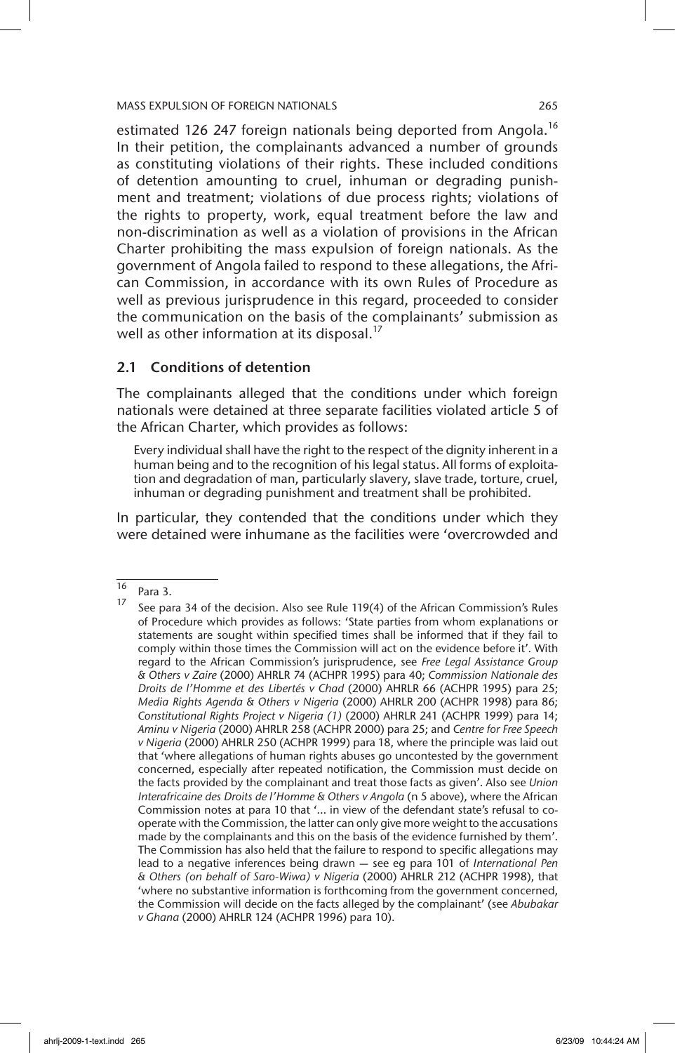estimated 126 247 foreign nationals being deported from Angola.[16] In their petition, the complainants advanced a number of grounds as constituting violations of their rights. These included conditions of detention amounting to cruel, inhuman or degrading punishment and treatment; violations of due process rights; violations of the rights to property, work, equal treatment before the law and non-discrimination as well as a violation of provisions in the African Charter prohibiting the mass expulsion of foreign nationals. As the government of Angola failed to respond to these allegations, the African Commission, in accordance with its own Rules of Procedure as well as previous jurisprudence in this regard, proceeded to consider the communication on the basis of the complainants' submission as well as other information at its disposal.[17]

## 2.1 Conditions of detention

The complainants alleged that the conditions under which foreign nationals were detained at three separate facilities violated article 5 of the African Charter, which provides as follows:

> Every individual shall have the right to the respect of the dignity inherent in a human being and to the recognition of his legal status. All forms of exploitation and degradation of man, particularly slavery, slave trade, torture, cruel, inhuman or degrading punishment and treatment shall be prohibited.

In particular, they contended that the conditions under which they were detained were inhumane as the facilities were 'overcrowded and

---

[16] Para 3.

[17] See para 34 of the decision. Also see Rule 119(4) of the African Commission's Rules of Procedure which provides as follows: 'State parties from whom explanations or statements are sought within specified times shall be informed that if they fail to comply within those times the Commission will act on the evidence before it'. With regard to the African Commission's jurisprudence, see *Free Legal Assistance Group & Others v Zaire* (2000) AHRLR 74 (ACHPR 1995) para 40; *Commission Nationale des Droits de l'Homme et des Libertés v Chad* (2000) AHRLR 66 (ACHPR 1995) para 25; *Media Rights Agenda & Others v Nigeria* (2000) AHRLR 200 (ACHPR 1998) para 86; *Constitutional Rights Project v Nigeria (1)* (2000) AHRLR 241 (ACHPR 1999) para 14; *Aminu v Nigeria* (2000) AHRLR 258 (ACHPR 2000) para 25; and *Centre for Free Speech v Nigeria* (2000) AHRLR 250 (ACHPR 1999) para 18, where the principle was laid out that 'where allegations of human rights abuses go uncontested by the government concerned, especially after repeated notification, the Commission must decide on the facts provided by the complainant and treat those facts as given'. Also see *Union Interafricaine des Droits de l'Homme & Others v Angola* (n 5 above), where the African Commission notes at para 10 that '... in view of the defendant state's refusal to co-operate with the Commission, the latter can only give more weight to the accusations made by the complainants and this on the basis of the evidence furnished by them'. The Commission has also held that the failure to respond to specific allegations may lead to a negative inferences being drawn — see eg para 101 of *International Pen & Others (on behalf of Saro-Wiwa) v Nigeria* (2000) AHRLR 212 (ACHPR 1998), that 'where no substantive information is forthcoming from the government concerned, the Commission will decide on the facts alleged by the complainant' (see *Abubakar v Ghana* (2000) AHRLR 124 (ACHPR 1996) para 10).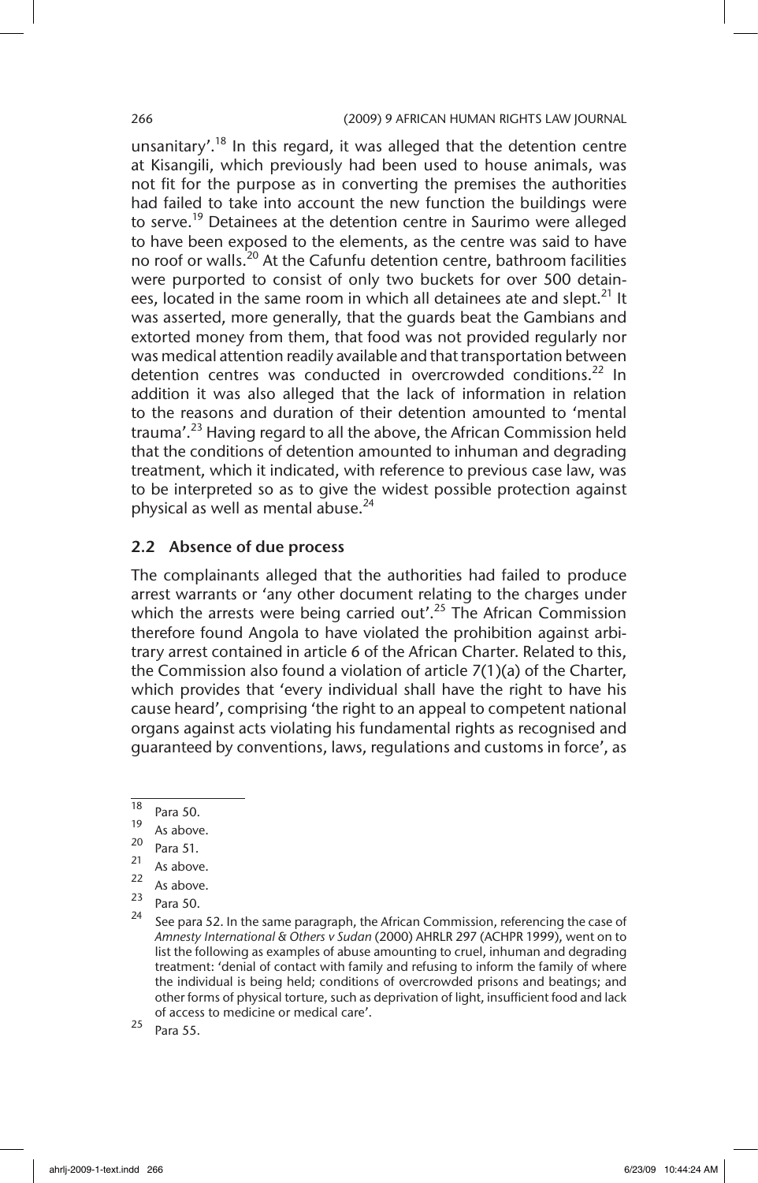unsanitary'.[18] In this regard, it was alleged that the detention centre at Kisangili, which previously had been used to house animals, was not fit for the purpose as in converting the premises the authorities had failed to take into account the new function the buildings were to serve.[19] Detainees at the detention centre in Saurimo were alleged to have been exposed to the elements, as the centre was said to have no roof or walls.[20] At the Cafunfu detention centre, bathroom facilities were purported to consist of only two buckets for over 500 detainees, located in the same room in which all detainees ate and slept.[21] It was asserted, more generally, that the guards beat the Gambians and extorted money from them, that food was not provided regularly nor was medical attention readily available and that transportation between detention centres was conducted in overcrowded conditions.[22] In addition it was also alleged that the lack of information in relation to the reasons and duration of their detention amounted to 'mental trauma'.[23] Having regard to all the above, the African Commission held that the conditions of detention amounted to inhuman and degrading treatment, which it indicated, with reference to previous case law, was to be interpreted so as to give the widest possible protection against physical as well as mental abuse.[24]

## 2.2 Absence of due process

The complainants alleged that the authorities had failed to produce arrest warrants or 'any other document relating to the charges under which the arrests were being carried out'.[25] The African Commission therefore found Angola to have violated the prohibition against arbitrary arrest contained in article 6 of the African Charter. Related to this, the Commission also found a violation of article 7(1)(a) of the Charter, which provides that 'every individual shall have the right to have his cause heard', comprising 'the right to an appeal to competent national organs against acts violating his fundamental rights as recognised and guaranteed by conventions, laws, regulations and customs in force', as

---

[18] Para 50.

[19] As above.

[20] Para 51.

[21] As above.

[22] As above.

[23] Para 50.

[24] See para 52. In the same paragraph, the African Commission, referencing the case of *Amnesty International & Others v Sudan* (2000) AHRLR 297 (ACHPR 1999), went on to list the following as examples of abuse amounting to cruel, inhuman and degrading treatment: 'denial of contact with family and refusing to inform the family of where the individual is being held; conditions of overcrowded prisons and beatings; and other forms of physical torture, such as deprivation of light, insufficient food and lack of access to medicine or medical care'.

[25] Para 55.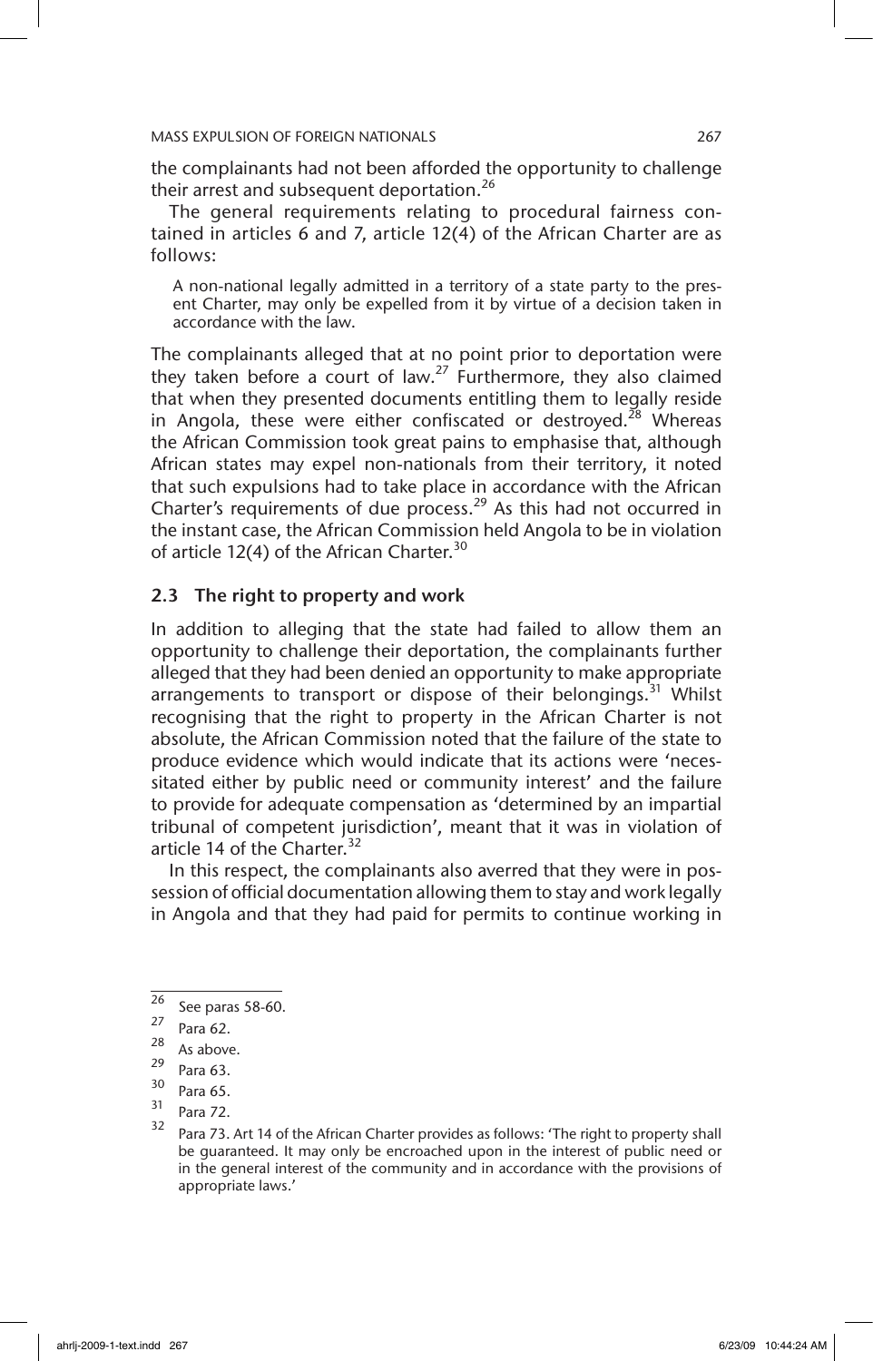the complainants had not been afforded the opportunity to challenge their arrest and subsequent deportation.[26]

The general requirements relating to procedural fairness contained in articles 6 and 7, article 12(4) of the African Charter are as follows:

> A non-national legally admitted in a territory of a state party to the present Charter, may only be expelled from it by virtue of a decision taken in accordance with the law.

The complainants alleged that at no point prior to deportation were they taken before a court of law.[27] Furthermore, they also claimed that when they presented documents entitling them to legally reside in Angola, these were either confiscated or destroyed.[28] Whereas the African Commission took great pains to emphasise that, although African states may expel non-nationals from their territory, it noted that such expulsions had to take place in accordance with the African Charter's requirements of due process.[29] As this had not occurred in the instant case, the African Commission held Angola to be in violation of article 12(4) of the African Charter.[30]

### 2.3 The right to property and work

In addition to alleging that the state had failed to allow them an opportunity to challenge their deportation, the complainants further alleged that they had been denied an opportunity to make appropriate arrangements to transport or dispose of their belongings.[31] Whilst recognising that the right to property in the African Charter is not absolute, the African Commission noted that the failure of the state to produce evidence which would indicate that its actions were 'necessitated either by public need or community interest' and the failure to provide for adequate compensation as 'determined by an impartial tribunal of competent jurisdiction', meant that it was in violation of article 14 of the Charter.[32]

In this respect, the complainants also averred that they were in possession of official documentation allowing them to stay and work legally in Angola and that they had paid for permits to continue working in

---

[26] See paras 58-60.

[27] Para 62.

[28] As above.

[29] Para 63.

[30] Para 65.

[31] Para 72.

[32] Para 73. Art 14 of the African Charter provides as follows: 'The right to property shall be guaranteed. It may only be encroached upon in the interest of public need or in the general interest of the community and in accordance with the provisions of appropriate laws.'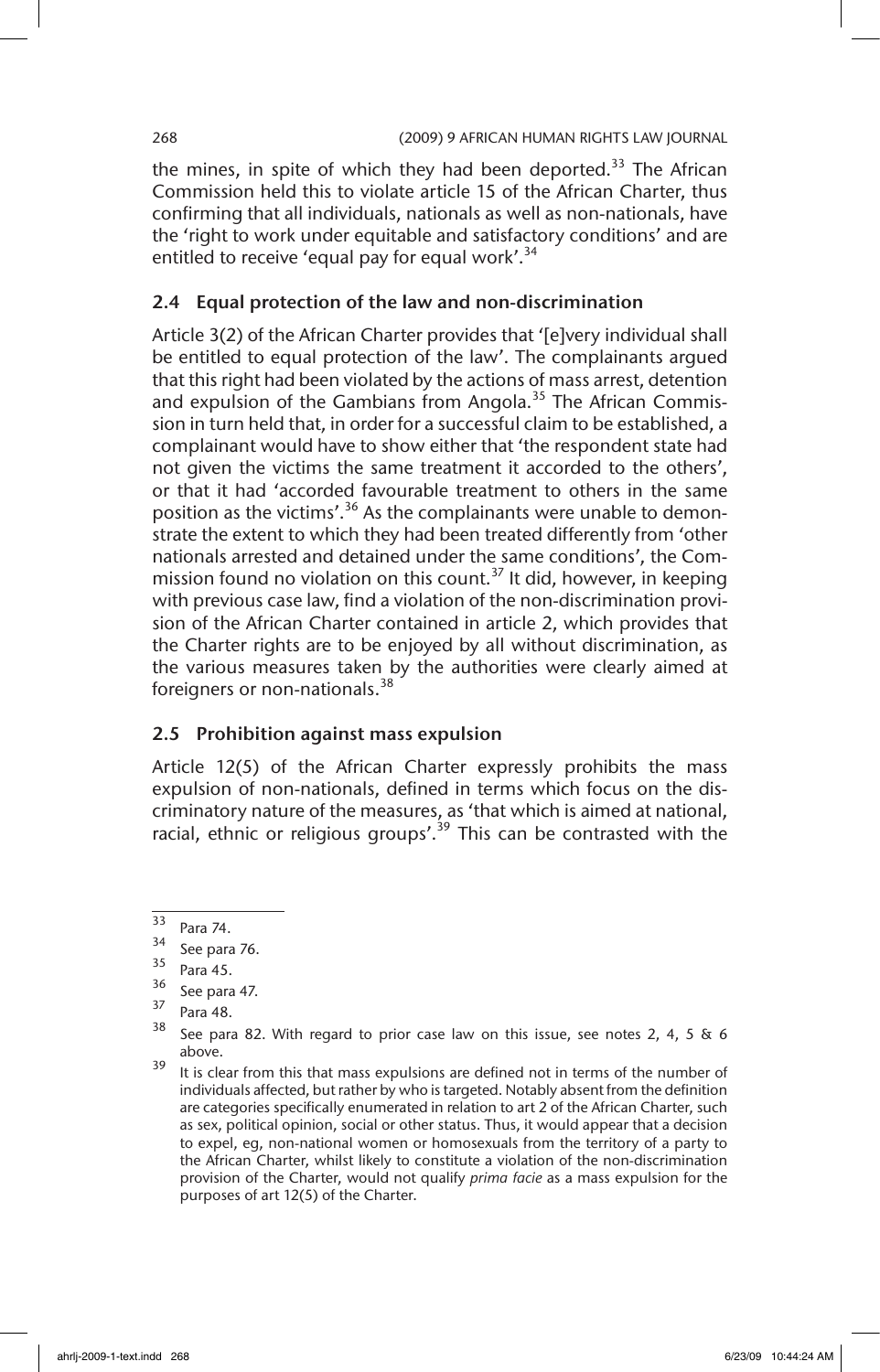the mines, in spite of which they had been deported.[33] The African Commission held this to violate article 15 of the African Charter, thus confirming that all individuals, nationals as well as non-nationals, have the 'right to work under equitable and satisfactory conditions' and are entitled to receive 'equal pay for equal work'.[34]

### 2.4 Equal protection of the law and non-discrimination

Article 3(2) of the African Charter provides that '[e]very individual shall be entitled to equal protection of the law'. The complainants argued that this right had been violated by the actions of mass arrest, detention and expulsion of the Gambians from Angola.[35] The African Commission in turn held that, in order for a successful claim to be established, a complainant would have to show either that 'the respondent state had not given the victims the same treatment it accorded to the others', or that it had 'accorded favourable treatment to others in the same position as the victims'.[36] As the complainants were unable to demonstrate the extent to which they had been treated differently from 'other nationals arrested and detained under the same conditions', the Commission found no violation on this count.[37] It did, however, in keeping with previous case law, find a violation of the non-discrimination provision of the African Charter contained in article 2, which provides that the Charter rights are to be enjoyed by all without discrimination, as the various measures taken by the authorities were clearly aimed at foreigners or non-nationals.[38]

### 2.5 Prohibition against mass expulsion

Article 12(5) of the African Charter expressly prohibits the mass expulsion of non-nationals, defined in terms which focus on the discriminatory nature of the measures, as 'that which is aimed at national, racial, ethnic or religious groups'.[39] This can be contrasted with the

---

[33] Para 74.

[34] See para 76.

[35] Para 45.

[36] See para 47.

[37] Para 48.

[38] See para 82. With regard to prior case law on this issue, see notes 2, 4, 5 & 6 above.

[39] It is clear from this that mass expulsions are defined not in terms of the number of individuals affected, but rather by who is targeted. Notably absent from the definition are categories specifically enumerated in relation to art 2 of the African Charter, such as sex, political opinion, social or other status. Thus, it would appear that a decision to expel, eg, non-national women or homosexuals from the territory of a party to the African Charter, whilst likely to constitute a violation of the non-discrimination provision of the Charter, would not qualify *prima facie* as a mass expulsion for the purposes of art 12(5) of the Charter.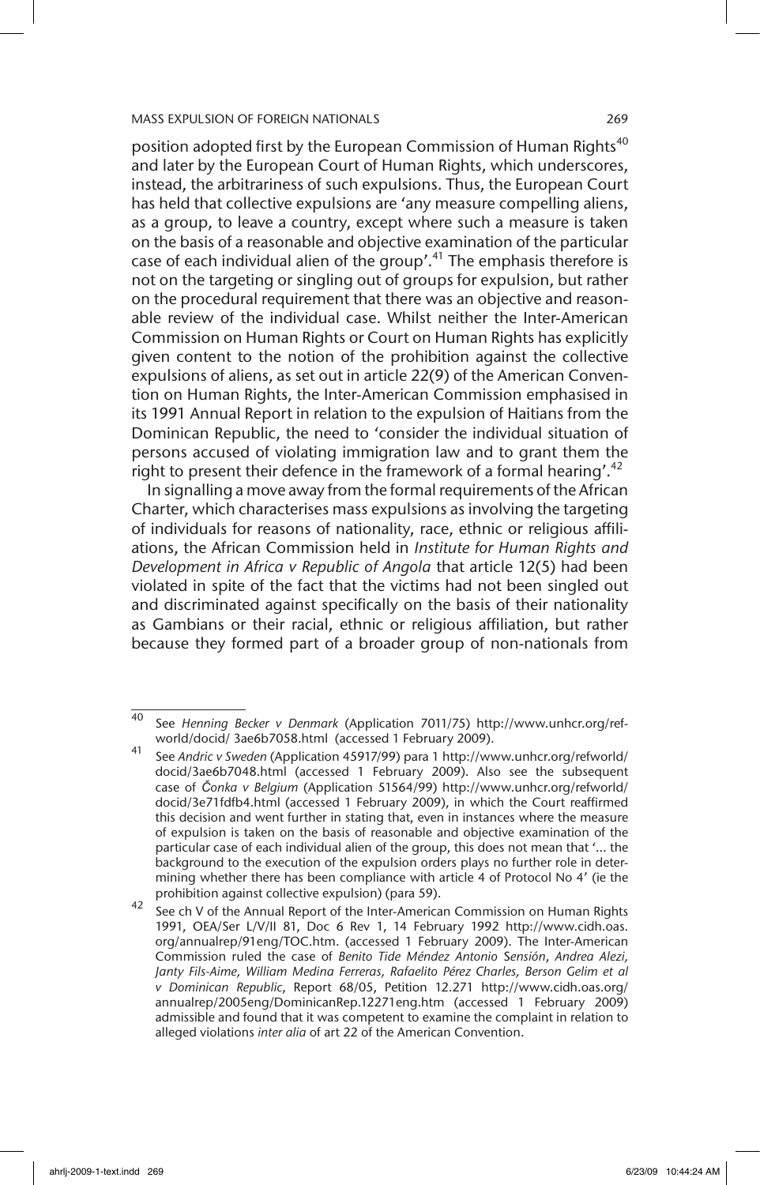position adopted first by the European Commission of Human Rights[40] and later by the European Court of Human Rights, which underscores, instead, the arbitrariness of such expulsions. Thus, the European Court has held that collective expulsions are 'any measure compelling aliens, as a group, to leave a country, except where such a measure is taken on the basis of a reasonable and objective examination of the particular case of each individual alien of the group'.[41] The emphasis therefore is not on the targeting or singling out of groups for expulsion, but rather on the procedural requirement that there was an objective and reasonable review of the individual case. Whilst neither the Inter-American Commission on Human Rights or Court on Human Rights has explicitly given content to the notion of the prohibition against the collective expulsions of aliens, as set out in article 22(9) of the American Convention on Human Rights, the Inter-American Commission emphasised in its 1991 Annual Report in relation to the expulsion of Haitians from the Dominican Republic, the need to 'consider the individual situation of persons accused of violating immigration law and to grant them the right to present their defence in the framework of a formal hearing'.[42]

In signalling a move away from the formal requirements of the African Charter, which characterises mass expulsions as involving the targeting of individuals for reasons of nationality, race, ethnic or religious affiliations, the African Commission held in *Institute for Human Rights and Development in Africa v Republic of Angola* that article 12(5) had been violated in spite of the fact that the victims had not been singled out and discriminated against specifically on the basis of their nationality as Gambians or their racial, ethnic or religious affiliation, but rather because they formed part of a broader group of non-nationals from

---

[40] See *Henning Becker v Denmark* (Application 7011/75) http://www.unhcr.org/refworld/docid/ 3ae6b7058.html (accessed 1 February 2009).

[41] See *Andric v Sweden* (Application 45917/99) para 1 http://www.unhcr.org/refworld/docid/3ae6b7048.html (accessed 1 February 2009). Also see the subsequent case of *Čonka v Belgium* (Application 51564/99) http://www.unhcr.org/refworld/docid/3e71fdfb4.html (accessed 1 February 2009), in which the Court reaffirmed this decision and went further in stating that, even in instances where the measure of expulsion is taken on the basis of reasonable and objective examination of the particular case of each individual alien of the group, this does not mean that '... the background to the execution of the expulsion orders plays no further role in determining whether there has been compliance with article 4 of Protocol No 4' (ie the prohibition against collective expulsion) (para 59).

[42] See ch V of the Annual Report of the Inter-American Commission on Human Rights 1991, OEA/Ser L/V/II 81, Doc 6 Rev 1, 14 February 1992 http://www.cidh.oas.org/annualrep/91eng/TOC.htm. (accessed 1 February 2009). The Inter-American Commission ruled the case of *Benito Tide Méndez Antonio Sensión*, *Andrea Alezi, Janty Fils-Aime, William Medina Ferreras, Rafaelito Pérez Charles, Berson Gelim et al v Dominican Republic*, Report 68/05, Petition 12.271 http://www.cidh.oas.org/annualrep/2005eng/DominicanRep.12271eng.htm (accessed 1 February 2009) admissible and found that it was competent to examine the complaint in relation to alleged violations *inter alia* of art 22 of the American Convention.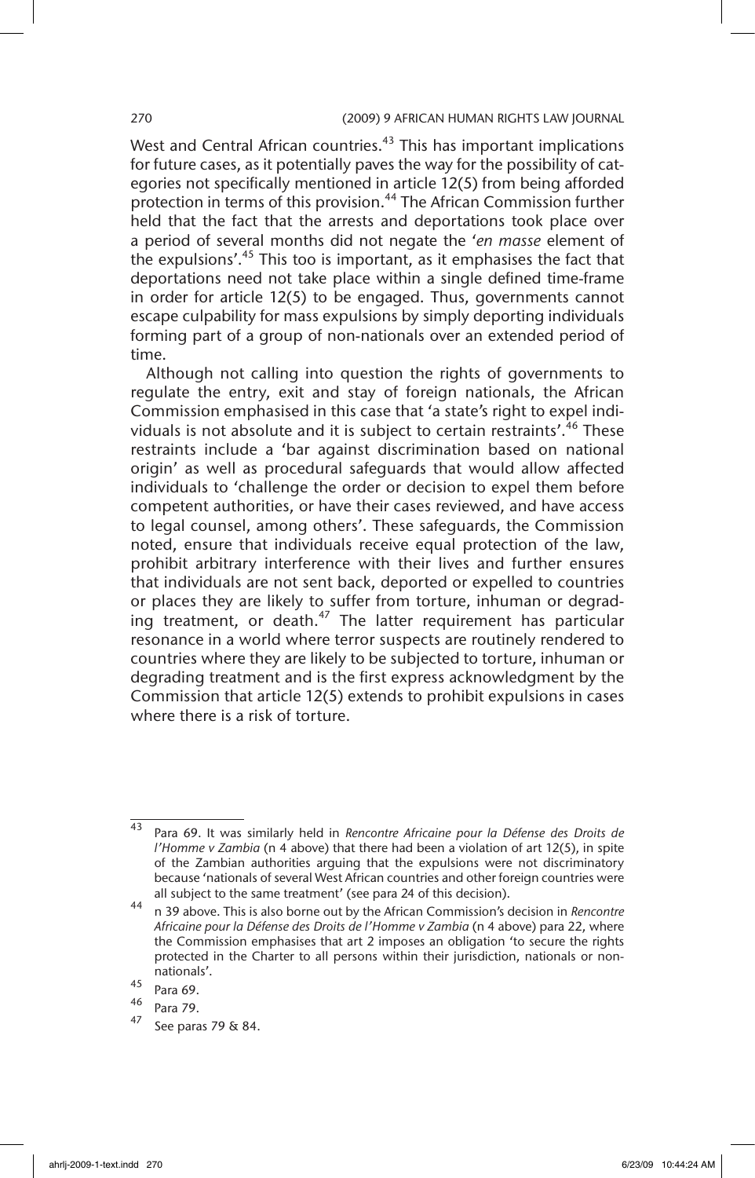West and Central African countries.[43] This has important implications for future cases, as it potentially paves the way for the possibility of categories not specifically mentioned in article 12(5) from being afforded protection in terms of this provision.[44] The African Commission further held that the fact that the arrests and deportations took place over a period of several months did not negate the '*en masse* element of the expulsions'.[45] This too is important, as it emphasises the fact that deportations need not take place within a single defined time-frame in order for article 12(5) to be engaged. Thus, governments cannot escape culpability for mass expulsions by simply deporting individuals forming part of a group of non-nationals over an extended period of time.

Although not calling into question the rights of governments to regulate the entry, exit and stay of foreign nationals, the African Commission emphasised in this case that 'a state's right to expel individuals is not absolute and it is subject to certain restraints'.[46] These restraints include a 'bar against discrimination based on national origin' as well as procedural safeguards that would allow affected individuals to 'challenge the order or decision to expel them before competent authorities, or have their cases reviewed, and have access to legal counsel, among others'. These safeguards, the Commission noted, ensure that individuals receive equal protection of the law, prohibit arbitrary interference with their lives and further ensures that individuals are not sent back, deported or expelled to countries or places they are likely to suffer from torture, inhuman or degrading treatment, or death.[47] The latter requirement has particular resonance in a world where terror suspects are routinely rendered to countries where they are likely to be subjected to torture, inhuman or degrading treatment and is the first express acknowledgment by the Commission that article 12(5) extends to prohibit expulsions in cases where there is a risk of torture.

---

[43] Para 69. It was similarly held in *Rencontre Africaine pour la Défense des Droits de l'Homme v Zambia* (n 4 above) that there had been a violation of art 12(5), in spite of the Zambian authorities arguing that the expulsions were not discriminatory because 'nationals of several West African countries and other foreign countries were all subject to the same treatment' (see para 24 of this decision).

[44] n 39 above. This is also borne out by the African Commission's decision in *Rencontre Africaine pour la Défense des Droits de l'Homme v Zambia* (n 4 above) para 22, where the Commission emphasises that art 2 imposes an obligation 'to secure the rights protected in the Charter to all persons within their jurisdiction, nationals or non-nationals'.

[45] Para 69.

[46] Para 79.

[47] See paras 79 & 84.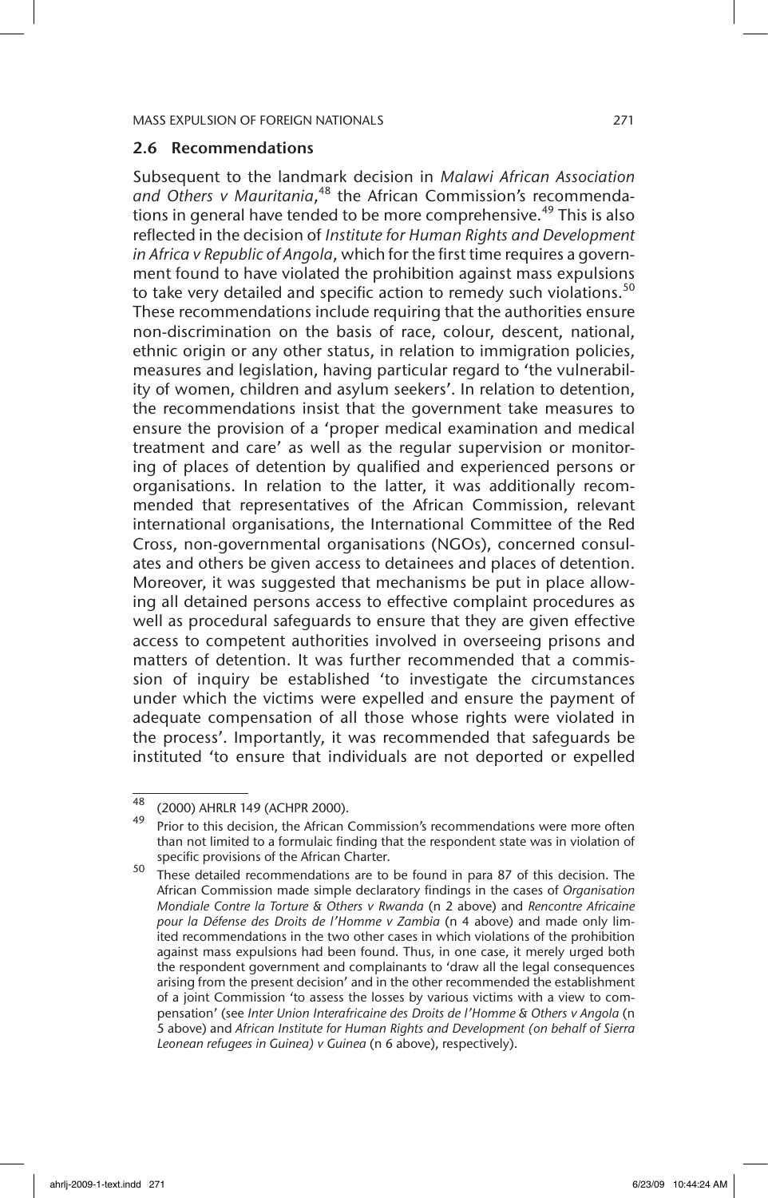### 2.6 Recommendations

Subsequent to the landmark decision in *Malawi African Association and Others v Mauritania*,[48] the African Commission's recommendations in general have tended to be more comprehensive.[49] This is also reflected in the decision of *Institute for Human Rights and Development in Africa v Republic of Angola*, which for the first time requires a government found to have violated the prohibition against mass expulsions to take very detailed and specific action to remedy such violations.[50] These recommendations include requiring that the authorities ensure non-discrimination on the basis of race, colour, descent, national, ethnic origin or any other status, in relation to immigration policies, measures and legislation, having particular regard to 'the vulnerability of women, children and asylum seekers'. In relation to detention, the recommendations insist that the government take measures to ensure the provision of a 'proper medical examination and medical treatment and care' as well as the regular supervision or monitoring of places of detention by qualified and experienced persons or organisations. In relation to the latter, it was additionally recommended that representatives of the African Commission, relevant international organisations, the International Committee of the Red Cross, non-governmental organisations (NGOs), concerned consulates and others be given access to detainees and places of detention. Moreover, it was suggested that mechanisms be put in place allowing all detained persons access to effective complaint procedures as well as procedural safeguards to ensure that they are given effective access to competent authorities involved in overseeing prisons and matters of detention. It was further recommended that a commission of inquiry be established 'to investigate the circumstances under which the victims were expelled and ensure the payment of adequate compensation of all those whose rights were violated in the process'. Importantly, it was recommended that safeguards be instituted 'to ensure that individuals are not deported or expelled

---

[48] (2000) AHRLR 149 (ACHPR 2000).

[49] Prior to this decision, the African Commission's recommendations were more often than not limited to a formulaic finding that the respondent state was in violation of specific provisions of the African Charter.

[50] These detailed recommendations are to be found in para 87 of this decision. The African Commission made simple declaratory findings in the cases of *Organisation Mondiale Contre la Torture & Others v Rwanda* (n 2 above) and *Rencontre Africaine pour la Défense des Droits de l'Homme v Zambia* (n 4 above) and made only limited recommendations in the two other cases in which violations of the prohibition against mass expulsions had been found. Thus, in one case, it merely urged both the respondent government and complainants to 'draw all the legal consequences arising from the present decision' and in the other recommended the establishment of a joint Commission 'to assess the losses by various victims with a view to compensation' (see *Inter Union Interafricaine des Droits de l'Homme & Others v Angola* (n 5 above) and *African Institute for Human Rights and Development (on behalf of Sierra Leonean refugees in Guinea) v Guinea* (n 6 above), respectively).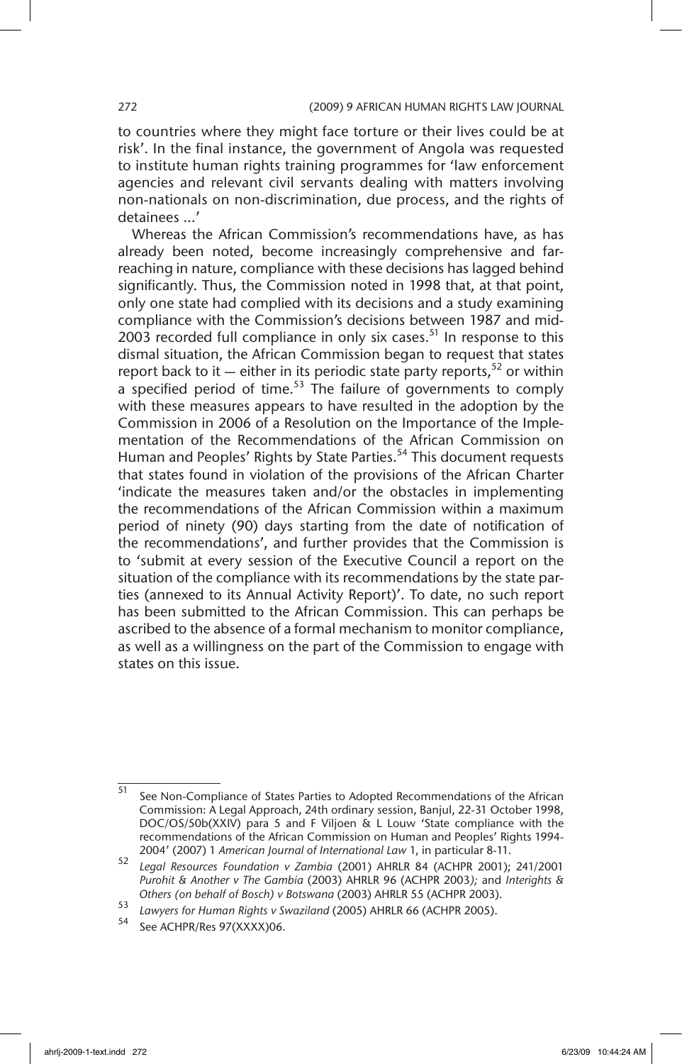to countries where they might face torture or their lives could be at risk'. In the final instance, the government of Angola was requested to institute human rights training programmes for 'law enforcement agencies and relevant civil servants dealing with matters involving non-nationals on non-discrimination, due process, and the rights of detainees ...'

Whereas the African Commission's recommendations have, as has already been noted, become increasingly comprehensive and far-reaching in nature, compliance with these decisions has lagged behind significantly. Thus, the Commission noted in 1998 that, at that point, only one state had complied with its decisions and a study examining compliance with the Commission's decisions between 1987 and mid-2003 recorded full compliance in only six cases.[51] In response to this dismal situation, the African Commission began to request that states report back to it — either in its periodic state party reports,[52] or within a specified period of time.[53] The failure of governments to comply with these measures appears to have resulted in the adoption by the Commission in 2006 of a Resolution on the Importance of the Implementation of the Recommendations of the African Commission on Human and Peoples' Rights by State Parties.[54] This document requests that states found in violation of the provisions of the African Charter 'indicate the measures taken and/or the obstacles in implementing the recommendations of the African Commission within a maximum period of ninety (90) days starting from the date of notification of the recommendations', and further provides that the Commission is to 'submit at every session of the Executive Council a report on the situation of the compliance with its recommendations by the state parties (annexed to its Annual Activity Report)'. To date, no such report has been submitted to the African Commission. This can perhaps be ascribed to the absence of a formal mechanism to monitor compliance, as well as a willingness on the part of the Commission to engage with states on this issue.

---

[51] See Non-Compliance of States Parties to Adopted Recommendations of the African Commission: A Legal Approach, 24th ordinary session, Banjul, 22-31 October 1998, DOC/OS/50b(XXIV) para 5 and F Viljoen & L Louw 'State compliance with the recommendations of the African Commission on Human and Peoples' Rights 1994-2004' (2007) 1 *American Journal of International Law* 1, in particular 8-11.

[52] *Legal Resources Foundation v Zambia* (2001) AHRLR 84 (ACHPR 2001); 241/2001 *Purohit & Another v The Gambia* (2003) AHRLR 96 (ACHPR 2003); and *Interights & Others (on behalf of Bosch) v Botswana* (2003) AHRLR 55 (ACHPR 2003).

[53] *Lawyers for Human Rights v Swaziland* (2005) AHRLR 66 (ACHPR 2005).

[54] See ACHPR/Res 97(XXXX)06.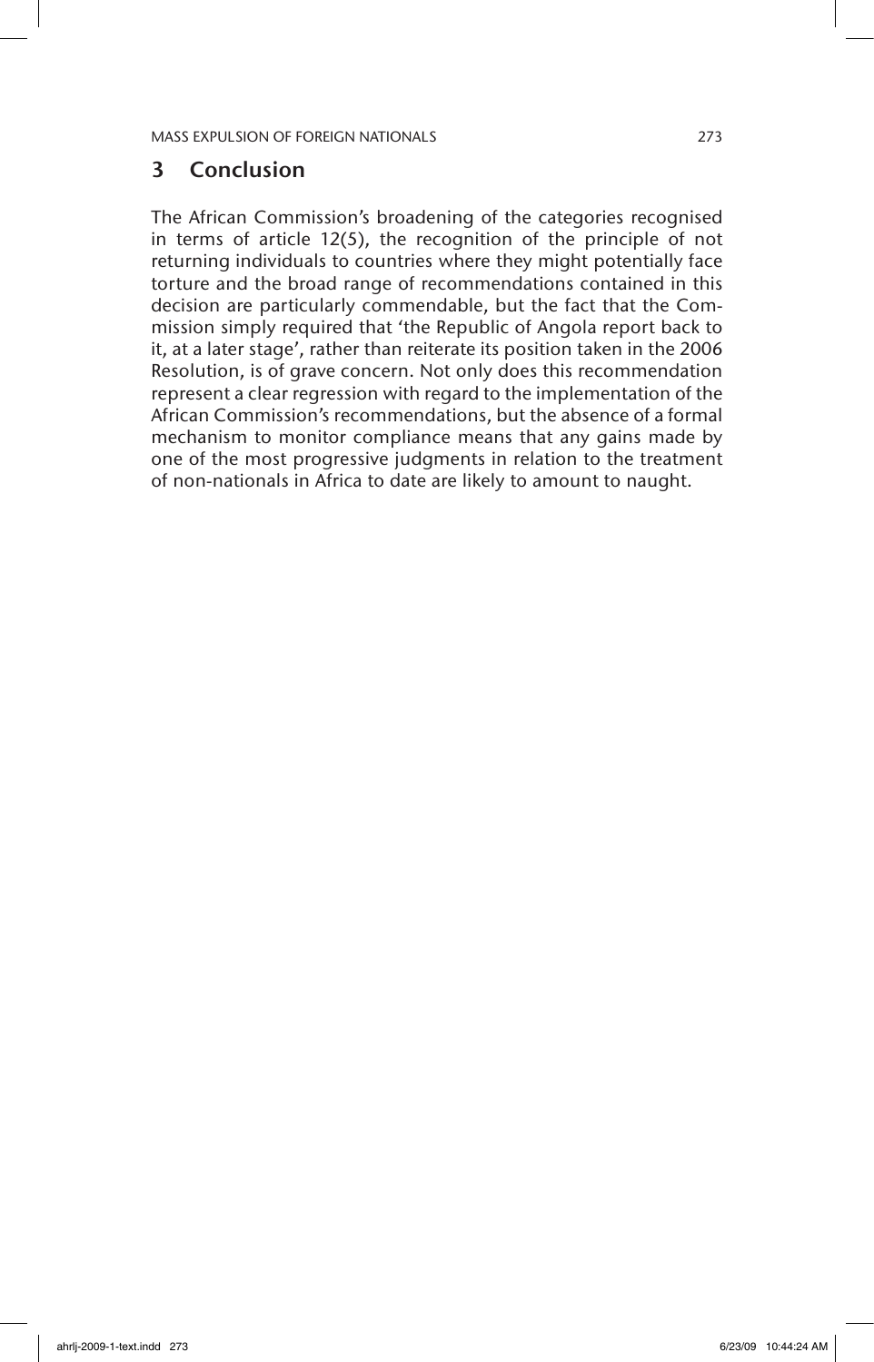## 3 Conclusion

The African Commission's broadening of the categories recognised in terms of article 12(5), the recognition of the principle of not returning individuals to countries where they might potentially face torture and the broad range of recommendations contained in this decision are particularly commendable, but the fact that the Commission simply required that 'the Republic of Angola report back to it, at a later stage', rather than reiterate its position taken in the 2006 Resolution, is of grave concern. Not only does this recommendation represent a clear regression with regard to the implementation of the African Commission's recommendations, but the absence of a formal mechanism to monitor compliance means that any gains made by one of the most progressive judgments in relation to the treatment of non-nationals in Africa to date are likely to amount to naught.